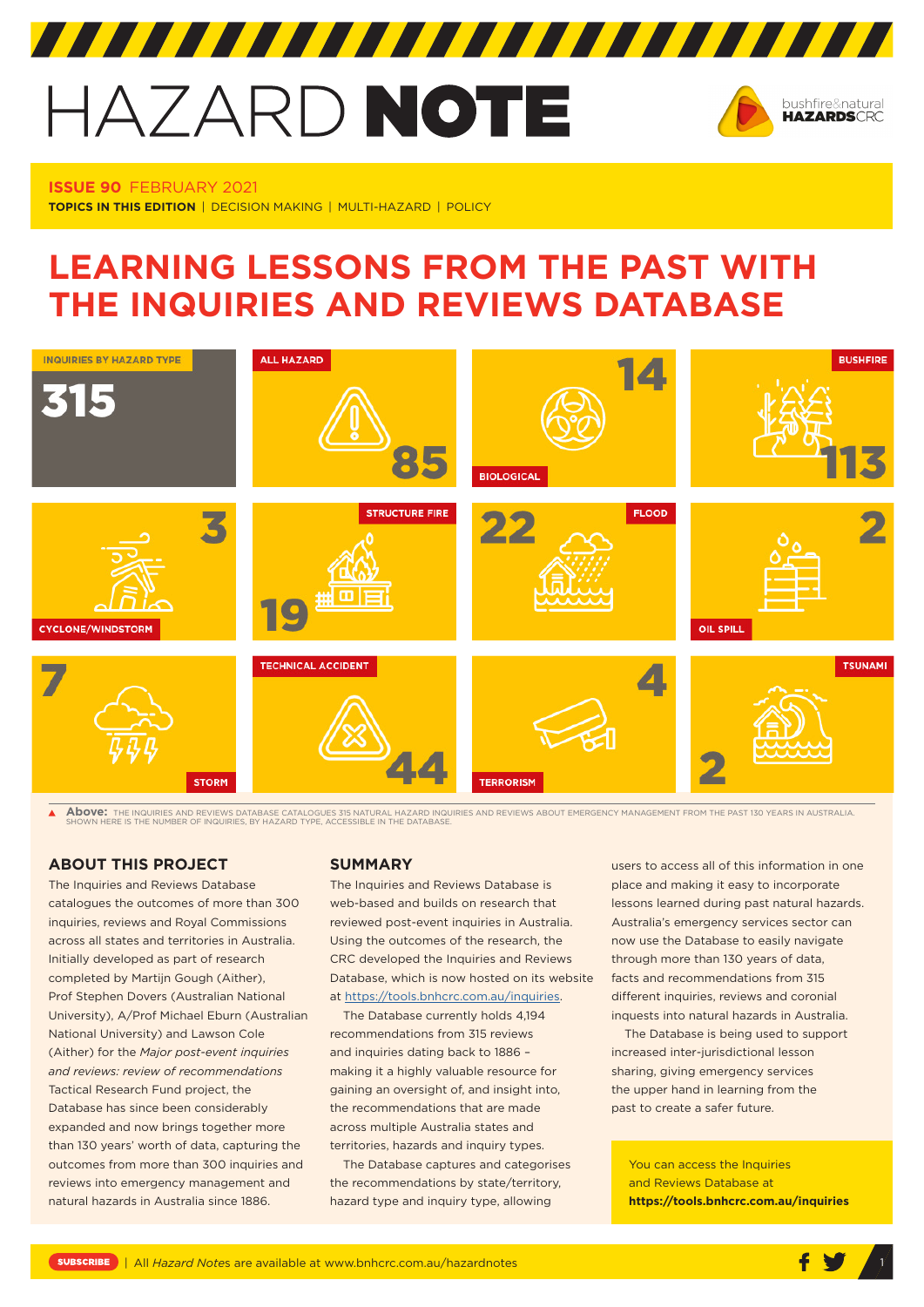# HAZARD NOTE

**ISSUE 90** FEBRUARY 2021

**TOPICS IN THIS EDITION** | DECISION MAKING | MULTI-HAZARD | POLICY

# LEARNING LESSONS FROM THE PAST WITH THE INQUIRIES AND REVIEWS DATABASE

| Hazard type | Number of inquiries |
| --- | --- |
| INQUIRIES BY HAZARD TYPE | 315 |
| ALL HAZARD | 85 |
| BIOLOGICAL | 14 |
| BUSHFIRE | 113 |
| CYCLONE/WINDSTORM | 3 |
| STRUCTURE FIRE | 19 |
| FLOOD | 22 |
| OIL SPILL | 2 |
| STORM | 7 |
| TECHNICAL ACCIDENT | 44 |
| TERRORISM | 4 |
| TSUNAMI | 2 |

**Above:** THE INQUIRIES AND REVIEWS DATABASE CATALOGUES 315 NATURAL HAZARD INQUIRIES AND REVIEWS ABOUT EMERGENCY MANAGEMENT FROM THE PAST 130 YEARS IN AUSTRALIA. SHOWN HERE IS THE NUMBER OF INQUIRIES, BY HAZARD TYPE, ACCESSIBLE IN THE DATABASE.

## ABOUT THIS PROJECT

The Inquiries and Reviews Database catalogues the outcomes of more than 300 inquiries, reviews and Royal Commissions across all states and territories in Australia. Initially developed as part of research completed by Martijn Gough (Aither), Prof Stephen Dovers (Australian National University), A/Prof Michael Eburn (Australian National University) and Lawson Cole (Aither) for the *Major post-event inquiries and reviews: review of recommendations* Tactical Research Fund project, the Database has since been considerably expanded and now brings together more than 130 years' worth of data, capturing the outcomes from more than 300 inquiries and reviews into emergency management and natural hazards in Australia since 1886.

## SUMMARY

The Inquiries and Reviews Database is web-based and builds on research that reviewed post-event inquiries in Australia. Using the outcomes of the research, the CRC developed the Inquiries and Reviews Database, which is now hosted on its website at https://tools.bnhcrc.com.au/inquiries.

The Database currently holds 4,194 recommendations from 315 reviews and inquiries dating back to 1886 – making it a highly valuable resource for gaining an oversight of, and insight into, the recommendations that are made across multiple Australia states and territories, hazards and inquiry types.

The Database captures and categorises the recommendations by state/territory, hazard type and inquiry type, allowing users to access all of this information in one place and making it easy to incorporate lessons learned during past natural hazards. Australia's emergency services sector can now use the Database to easily navigate through more than 130 years of data, facts and recommendations from 315 different inquiries, reviews and coronial inquests into natural hazards in Australia.

The Database is being used to support increased inter-jurisdictional lesson sharing, giving emergency services the upper hand in learning from the past to create a safer future.

You can access the Inquiries and Reviews Database at **https://tools.bnhcrc.com.au/inquiries**

SUBSCRIBE | All *Hazard Notes* are available at www.bnhcrc.com.au/hazardnotes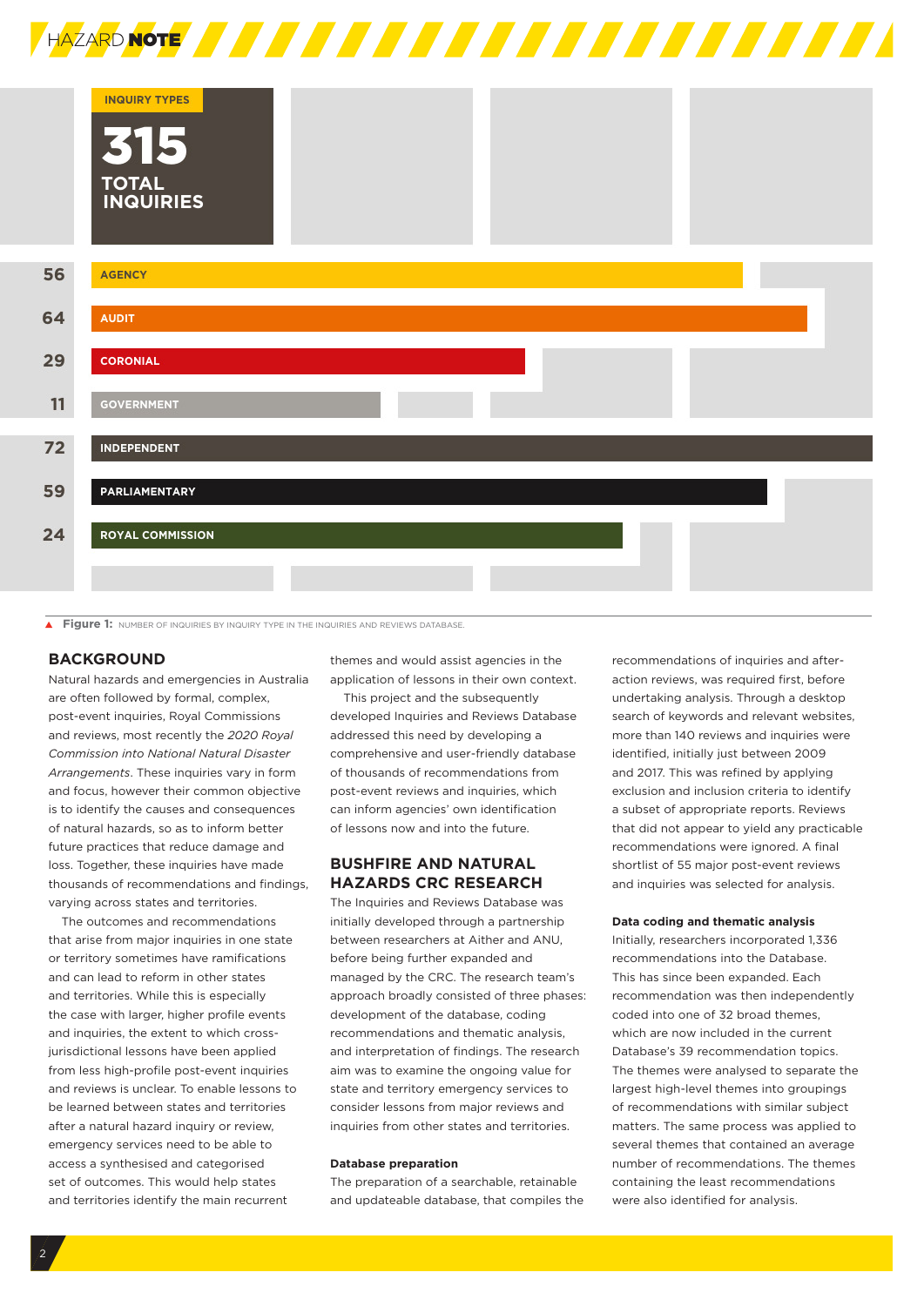**INQUIRY TYPES**

**315 TOTAL INQUIRIES**

| Number | Inquiry type |
|---|---|
| 56 | AGENCY |
| 64 | AUDIT |
| 29 | CORONIAL |
| 11 | GOVERNMENT |
| 72 | INDEPENDENT |
| 59 | PARLIAMENTARY |
| 24 | ROYAL COMMISSION |

**Figure 1:** NUMBER OF INQUIRIES BY INQUIRY TYPE IN THE INQUIRIES AND REVIEWS DATABASE.

## BACKGROUND

Natural hazards and emergencies in Australia are often followed by formal, complex, post-event inquiries, Royal Commissions and reviews, most recently the *2020 Royal Commission into National Natural Disaster Arrangements*. These inquiries vary in form and focus, however their common objective is to identify the causes and consequences of natural hazards, so as to inform better future practices that reduce damage and loss. Together, these inquiries have made thousands of recommendations and findings, varying across states and territories.

The outcomes and recommendations that arise from major inquiries in one state or territory sometimes have ramifications and can lead to reform in other states and territories. While this is especially the case with larger, higher profile events and inquiries, the extent to which cross-jurisdictional lessons have been applied from less high-profile post-event inquiries and reviews is unclear. To enable lessons to be learned between states and territories after a natural hazard inquiry or review, emergency services need to be able to access a synthesised and categorised set of outcomes. This would help states and territories identify the main recurrent themes and would assist agencies in the application of lessons in their own context.

This project and the subsequently developed Inquiries and Reviews Database addressed this need by developing a comprehensive and user-friendly database of thousands of recommendations from post-event reviews and inquiries, which can inform agencies' own identification of lessons now and into the future.

## BUSHFIRE AND NATURAL HAZARDS CRC RESEARCH

The Inquiries and Reviews Database was initially developed through a partnership between researchers at Aither and ANU, before being further expanded and managed by the CRC. The research team's approach broadly consisted of three phases: development of the database, coding recommendations and thematic analysis, and interpretation of findings. The research aim was to examine the ongoing value for state and territory emergency services to consider lessons from major reviews and inquiries from other states and territories.

### Database preparation

The preparation of a searchable, retainable and updateable database, that compiles the recommendations of inquiries and after-action reviews, was required first, before undertaking analysis. Through a desktop search of keywords and relevant websites, more than 140 reviews and inquiries were identified, initially just between 2009 and 2017. This was refined by applying exclusion and inclusion criteria to identify a subset of appropriate reports. Reviews that did not appear to yield any practicable recommendations were ignored. A final shortlist of 55 major post-event reviews and inquiries was selected for analysis.

### Data coding and thematic analysis

Initially, researchers incorporated 1,336 recommendations into the Database. This has since been expanded. Each recommendation was then independently coded into one of 32 broad themes, which are now included in the current Database's 39 recommendation topics. The themes were analysed to separate the largest high-level themes into groupings of recommendations with similar subject matters. The same process was applied to several themes that contained an average number of recommendations. The themes containing the least recommendations were also identified for analysis.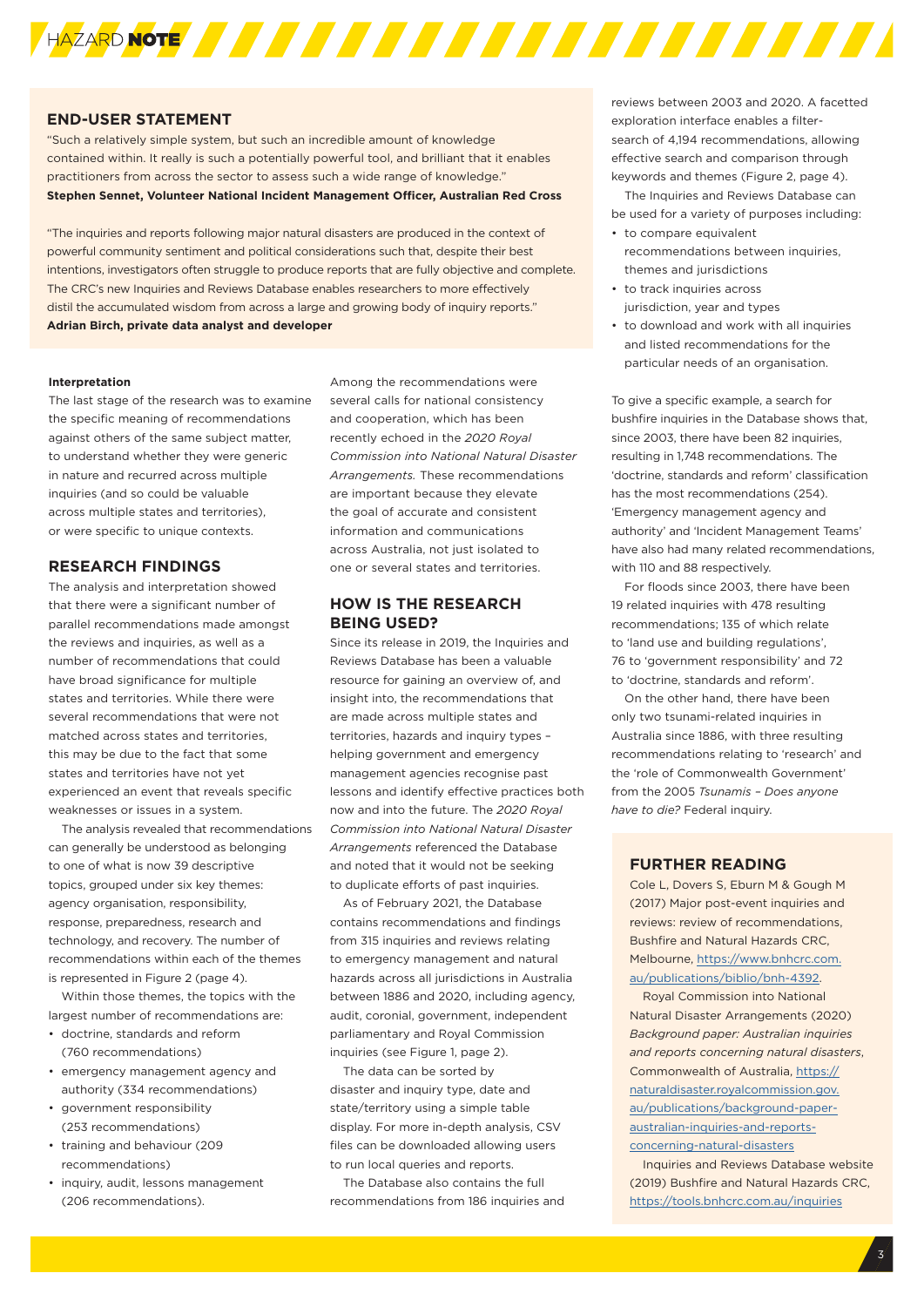## END-USER STATEMENT

"Such a relatively simple system, but such an incredible amount of knowledge contained within. It really is such a potentially powerful tool, and brilliant that it enables practitioners from across the sector to assess such a wide range of knowledge."
**Stephen Sennet, Volunteer National Incident Management Officer, Australian Red Cross**

"The inquiries and reports following major natural disasters are produced in the context of powerful community sentiment and political considerations such that, despite their best intentions, investigators often struggle to produce reports that are fully objective and complete. The CRC's new Inquiries and Reviews Database enables researchers to more effectively distil the accumulated wisdom from across a large and growing body of inquiry reports."
**Adrian Birch, private data analyst and developer**

#### Interpretation

The last stage of the research was to examine the specific meaning of recommendations against others of the same subject matter, to understand whether they were generic in nature and recurred across multiple inquiries (and so could be valuable across multiple states and territories), or were specific to unique contexts.

## RESEARCH FINDINGS

The analysis and interpretation showed that there were a significant number of parallel recommendations made amongst the reviews and inquiries, as well as a number of recommendations that could have broad significance for multiple states and territories. While there were several recommendations that were not matched across states and territories, this may be due to the fact that some states and territories have not yet experienced an event that reveals specific weaknesses or issues in a system.

The analysis revealed that recommendations can generally be understood as belonging to one of what is now 39 descriptive topics, grouped under six key themes: agency organisation, responsibility, response, preparedness, research and technology, and recovery. The number of recommendations within each of the themes is represented in Figure 2 (page 4).

Within those themes, the topics with the largest number of recommendations are:

- doctrine, standards and reform (760 recommendations)
- emergency management agency and authority (334 recommendations)
- government responsibility (253 recommendations)
- training and behaviour (209 recommendations)
- inquiry, audit, lessons management (206 recommendations).

Among the recommendations were several calls for national consistency and cooperation, which has been recently echoed in the *2020 Royal Commission into National Natural Disaster Arrangements.* These recommendations are important because they elevate the goal of accurate and consistent information and communications across Australia, not just isolated to one or several states and territories.

## HOW IS THE RESEARCH BEING USED?

Since its release in 2019, the Inquiries and Reviews Database has been a valuable resource for gaining an overview of, and insight into, the recommendations that are made across multiple states and territories, hazards and inquiry types – helping government and emergency management agencies recognise past lessons and identify effective practices both now and into the future. The *2020 Royal Commission into National Natural Disaster Arrangements* referenced the Database and noted that it would not be seeking to duplicate efforts of past inquiries.

As of February 2021, the Database contains recommendations and findings from 315 inquiries and reviews relating to emergency management and natural hazards across all jurisdictions in Australia between 1886 and 2020, including agency, audit, coronial, government, independent parliamentary and Royal Commission inquiries (see Figure 1, page 2).

The data can be sorted by disaster and inquiry type, date and state/territory using a simple table display. For more in-depth analysis, CSV files can be downloaded allowing users to run local queries and reports.

The Database also contains the full recommendations from 186 inquiries and reviews between 2003 and 2020. A facetted exploration interface enables a filter-search of 4,194 recommendations, allowing effective search and comparison through keywords and themes (Figure 2, page 4).

The Inquiries and Reviews Database can be used for a variety of purposes including:

- to compare equivalent recommendations between inquiries, themes and jurisdictions
- to track inquiries across jurisdiction, year and types
- to download and work with all inquiries and listed recommendations for the particular needs of an organisation.

To give a specific example, a search for bushfire inquiries in the Database shows that, since 2003, there have been 82 inquiries, resulting in 1,748 recommendations. The 'doctrine, standards and reform' classification has the most recommendations (254). 'Emergency management agency and authority' and 'Incident Management Teams' have also had many related recommendations, with 110 and 88 respectively.

For floods since 2003, there have been 19 related inquiries with 478 resulting recommendations; 135 of which relate to 'land use and building regulations', 76 to 'government responsibility' and 72 to 'doctrine, standards and reform'.

On the other hand, there have been only two tsunami-related inquiries in Australia since 1886, with three resulting recommendations relating to 'research' and the 'role of Commonwealth Government' from the 2005 *Tsunamis – Does anyone have to die?* Federal inquiry.

## FURTHER READING

Cole L, Dovers S, Eburn M & Gough M (2017) Major post-event inquiries and reviews: review of recommendations, Bushfire and Natural Hazards CRC, Melbourne, https://www.bnhcrc.com.au/publications/biblio/bnh-4392.

Royal Commission into National Natural Disaster Arrangements (2020) *Background paper: Australian inquiries and reports concerning natural disasters*, Commonwealth of Australia, https://naturaldisaster.royalcommission.gov.au/publications/background-paper-australian-inquiries-and-reports-concerning-natural-disasters

Inquiries and Reviews Database website (2019) Bushfire and Natural Hazards CRC, https://tools.bnhcrc.com.au/inquiries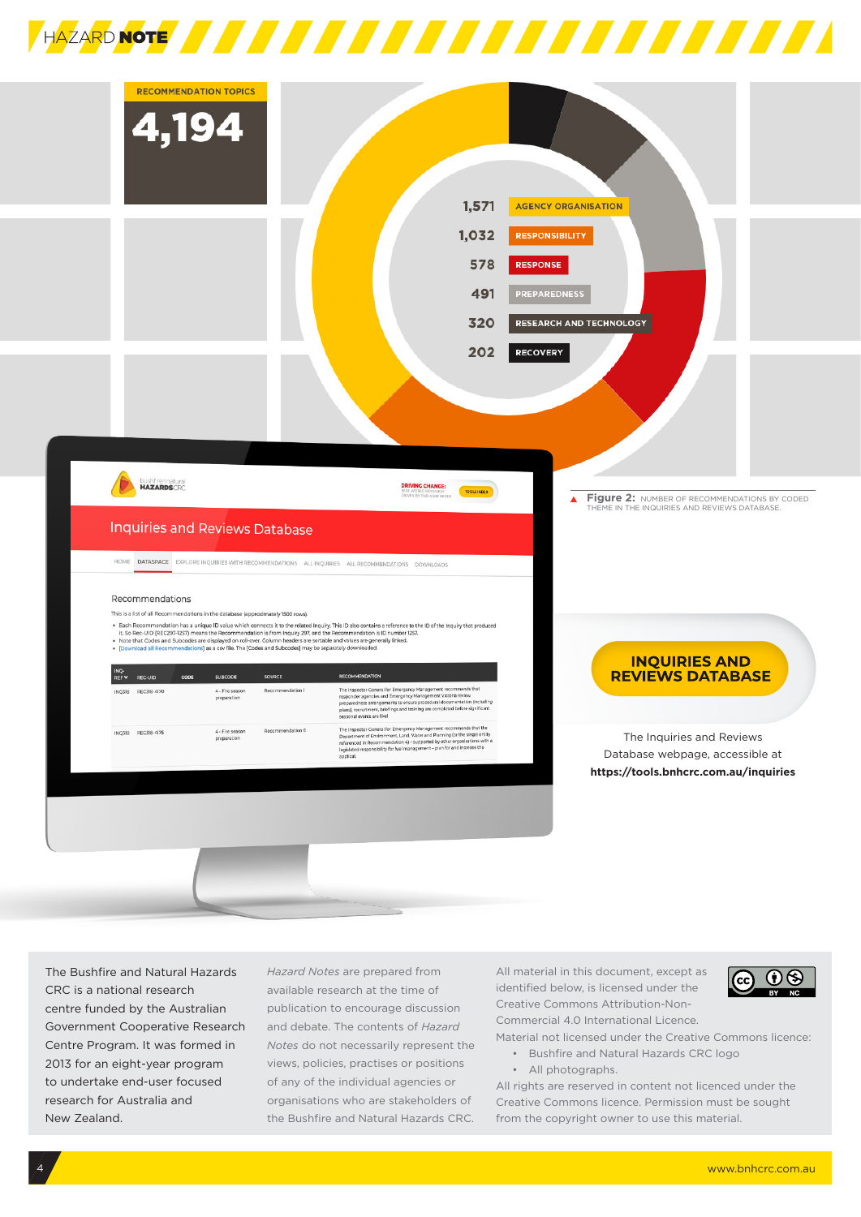RECOMMENDATION TOPICS

4,194

1,571 AGENCY ORGANISATION

1,032 RESPONSIBILITY

578 RESPONSE

491 PREPAREDNESS

320 RESEARCH AND TECHNOLOGY

202 RECOVERY

**Figure 2:** NUMBER OF RECOMMENDATIONS BY CODED THEME IN THE INQUIRIES AND REVIEWS DATABASE.

## INQUIRIES AND REVIEWS DATABASE

The Inquiries and Reviews Database webpage, accessible at **https://tools.bnhcrc.com.au/inquiries**

The Bushfire and Natural Hazards CRC is a national research centre funded by the Australian Government Cooperative Research Centre Program. It was formed in 2013 for an eight-year program to undertake end-user focused research for Australia and New Zealand.

*Hazard Notes* are prepared from available research at the time of publication to encourage discussion and debate. The contents of *Hazard Notes* do not necessarily represent the views, policies, practises or positions of any of the individual agencies or organisations who are stakeholders of the Bushfire and Natural Hazards CRC.

All material in this document, except as identified below, is licensed under the Creative Commons Attribution-Non-Commercial 4.0 International Licence.

Material not licensed under the Creative Commons licence:

- Bushfire and Natural Hazards CRC logo
- All photographs.

All rights are reserved in content not licenced under the Creative Commons licence. Permission must be sought from the copyright owner to use this material.